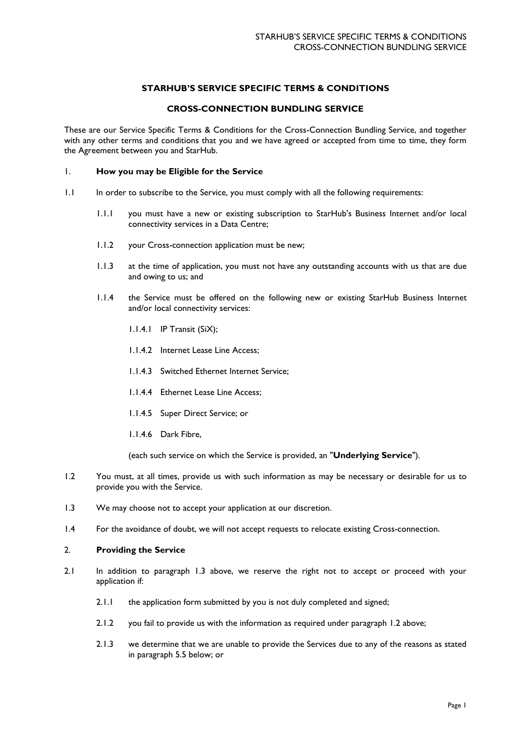# STARHUB'S SERVICE SPECIFIC TERMS & CONDITIONS

## CROSS-CONNECTION BUNDLING SERVICE

These are our Service Specific Terms & Conditions for the Cross-Connection Bundling Service, and together with any other terms and conditions that you and we have agreed or accepted from time to time, they form the Agreement between you and StarHub.

### 1. How you may be Eligible for the Service

1.1 In order to subscribe to the Service, you must comply with all the following requirements:

- 1.1.1 you must have a new or existing subscription to StarHub's Business Internet and/or local connectivity services in a Data Centre;
- 1.1.2 your Cross-connection application must be new;
- 1.1.3 at the time of application, you must not have any outstanding accounts with us that are due and owing to us; and
- 1.1.4 the Service must be offered on the following new or existing StarHub Business Internet and/or local connectivity services:
  - 1.1.4.1 IP Transit (SiX);
  - 1.1.4.2 Internet Lease Line Access;
  - 1.1.4.3 Switched Ethernet Internet Service;
  - 1.1.4.4 Ethernet Lease Line Access;
  - 1.1.4.5 Super Direct Service; or
  - 1.1.4.6 Dark Fibre,

  (each such service on which the Service is provided, an "**Underlying Service**").

1.2 You must, at all times, provide us with such information as may be necessary or desirable for us to provide you with the Service.

1.3 We may choose not to accept your application at our discretion.

1.4 For the avoidance of doubt, we will not accept requests to relocate existing Cross-connection.

### 2. Providing the Service

2.1 In addition to paragraph 1.3 above, we reserve the right not to accept or proceed with your application if:

- 2.1.1 the application form submitted by you is not duly completed and signed;
- 2.1.2 you fail to provide us with the information as required under paragraph 1.2 above;
- 2.1.3 we determine that we are unable to provide the Services due to any of the reasons as stated in paragraph 5.5 below; or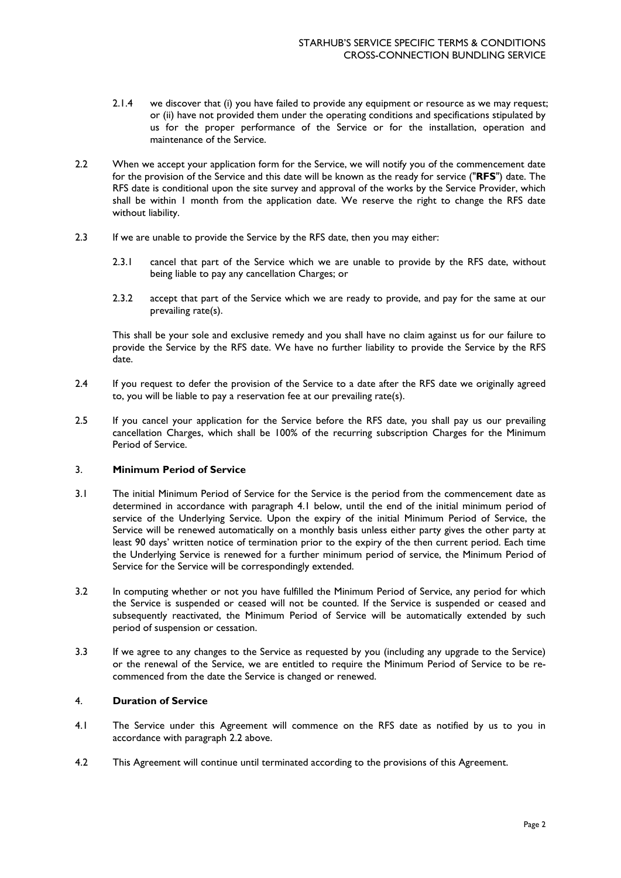2.1.4 we discover that (i) you have failed to provide any equipment or resource as we may request; or (ii) have not provided them under the operating conditions and specifications stipulated by us for the proper performance of the Service or for the installation, operation and maintenance of the Service.

2.2 When we accept your application form for the Service, we will notify you of the commencement date for the provision of the Service and this date will be known as the ready for service ("**RFS**") date. The RFS date is conditional upon the site survey and approval of the works by the Service Provider, which shall be within 1 month from the application date. We reserve the right to change the RFS date without liability.

2.3 If we are unable to provide the Service by the RFS date, then you may either:

2.3.1 cancel that part of the Service which we are unable to provide by the RFS date, without being liable to pay any cancellation Charges; or

2.3.2 accept that part of the Service which we are ready to provide, and pay for the same at our prevailing rate(s).

This shall be your sole and exclusive remedy and you shall have no claim against us for our failure to provide the Service by the RFS date. We have no further liability to provide the Service by the RFS date.

2.4 If you request to defer the provision of the Service to a date after the RFS date we originally agreed to, you will be liable to pay a reservation fee at our prevailing rate(s).

2.5 If you cancel your application for the Service before the RFS date, you shall pay us our prevailing cancellation Charges, which shall be 100% of the recurring subscription Charges for the Minimum Period of Service.

## 3. Minimum Period of Service

3.1 The initial Minimum Period of Service for the Service is the period from the commencement date as determined in accordance with paragraph 4.1 below, until the end of the initial minimum period of service of the Underlying Service. Upon the expiry of the initial Minimum Period of Service, the Service will be renewed automatically on a monthly basis unless either party gives the other party at least 90 days' written notice of termination prior to the expiry of the then current period. Each time the Underlying Service is renewed for a further minimum period of service, the Minimum Period of Service for the Service will be correspondingly extended.

3.2 In computing whether or not you have fulfilled the Minimum Period of Service, any period for which the Service is suspended or ceased will not be counted. If the Service is suspended or ceased and subsequently reactivated, the Minimum Period of Service will be automatically extended by such period of suspension or cessation.

3.3 If we agree to any changes to the Service as requested by you (including any upgrade to the Service) or the renewal of the Service, we are entitled to require the Minimum Period of Service to be re-commenced from the date the Service is changed or renewed.

## 4. Duration of Service

4.1 The Service under this Agreement will commence on the RFS date as notified by us to you in accordance with paragraph 2.2 above.

4.2 This Agreement will continue until terminated according to the provisions of this Agreement.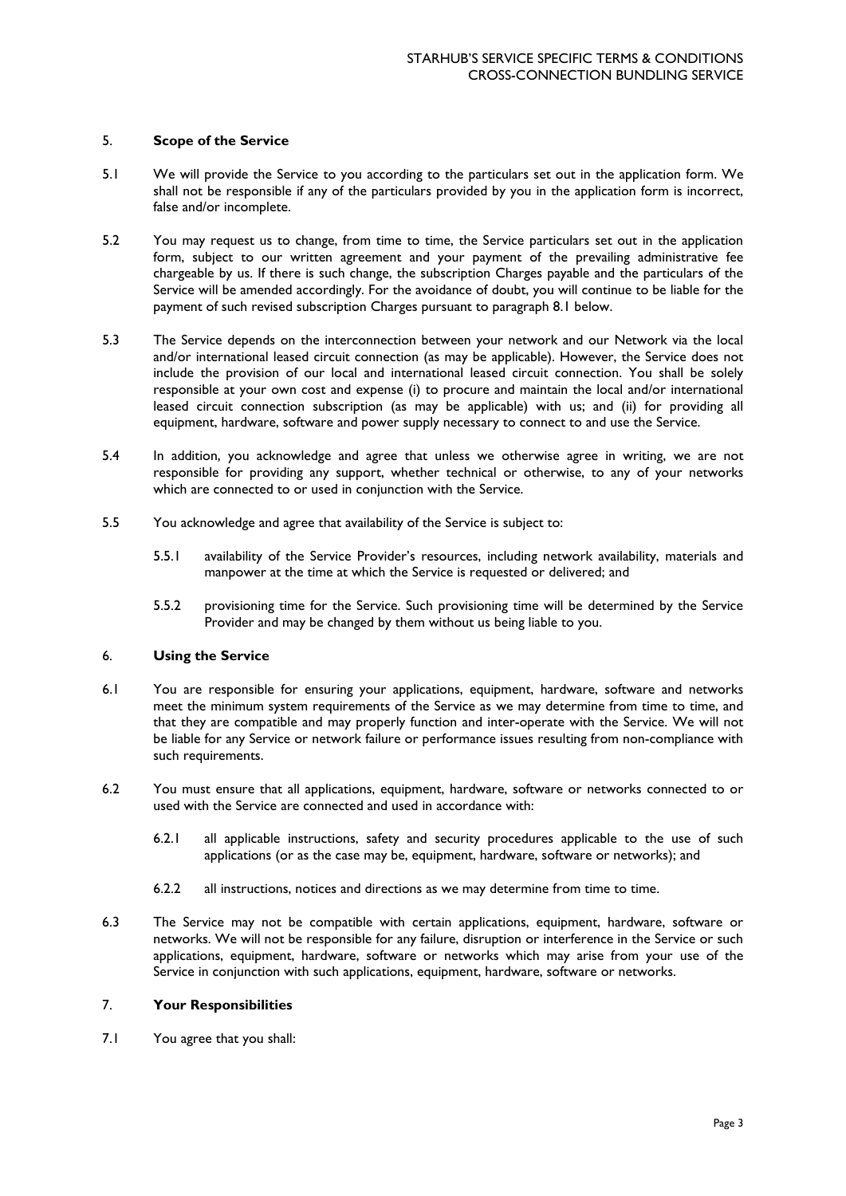## 5. Scope of the Service

5.1 We will provide the Service to you according to the particulars set out in the application form. We shall not be responsible if any of the particulars provided by you in the application form is incorrect, false and/or incomplete.

5.2 You may request us to change, from time to time, the Service particulars set out in the application form, subject to our written agreement and your payment of the prevailing administrative fee chargeable by us. If there is such change, the subscription Charges payable and the particulars of the Service will be amended accordingly. For the avoidance of doubt, you will continue to be liable for the payment of such revised subscription Charges pursuant to paragraph 8.1 below.

5.3 The Service depends on the interconnection between your network and our Network via the local and/or international leased circuit connection (as may be applicable). However, the Service does not include the provision of our local and international leased circuit connection. You shall be solely responsible at your own cost and expense (i) to procure and maintain the local and/or international leased circuit connection subscription (as may be applicable) with us; and (ii) for providing all equipment, hardware, software and power supply necessary to connect to and use the Service.

5.4 In addition, you acknowledge and agree that unless we otherwise agree in writing, we are not responsible for providing any support, whether technical or otherwise, to any of your networks which are connected to or used in conjunction with the Service.

5.5 You acknowledge and agree that availability of the Service is subject to:

5.5.1 availability of the Service Provider's resources, including network availability, materials and manpower at the time at which the Service is requested or delivered; and

5.5.2 provisioning time for the Service. Such provisioning time will be determined by the Service Provider and may be changed by them without us being liable to you.

## 6. Using the Service

6.1 You are responsible for ensuring your applications, equipment, hardware, software and networks meet the minimum system requirements of the Service as we may determine from time to time, and that they are compatible and may properly function and inter-operate with the Service. We will not be liable for any Service or network failure or performance issues resulting from non-compliance with such requirements.

6.2 You must ensure that all applications, equipment, hardware, software or networks connected to or used with the Service are connected and used in accordance with:

6.2.1 all applicable instructions, safety and security procedures applicable to the use of such applications (or as the case may be, equipment, hardware, software or networks); and

6.2.2 all instructions, notices and directions as we may determine from time to time.

6.3 The Service may not be compatible with certain applications, equipment, hardware, software or networks. We will not be responsible for any failure, disruption or interference in the Service or such applications, equipment, hardware, software or networks which may arise from your use of the Service in conjunction with such applications, equipment, hardware, software or networks.

## 7. Your Responsibilities

7.1 You agree that you shall: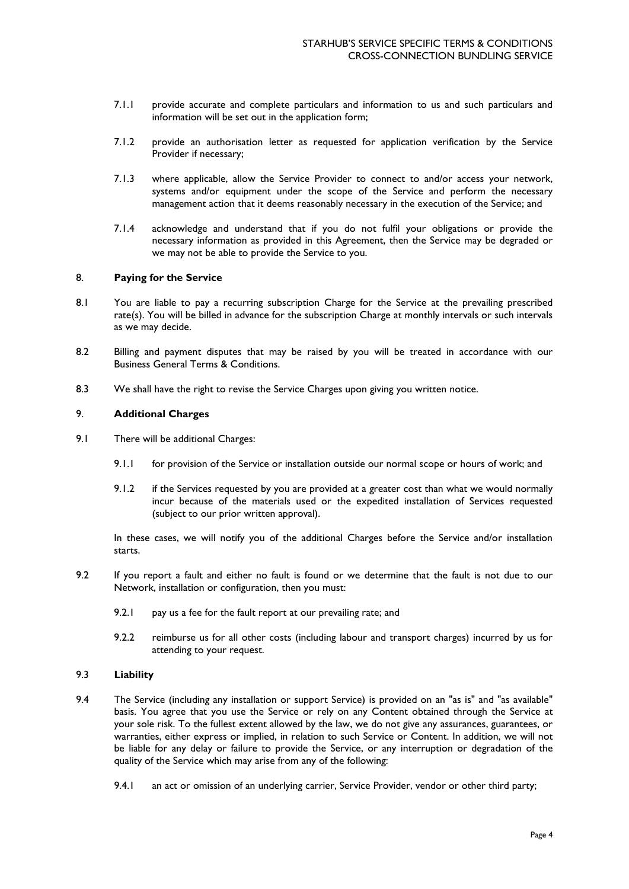7.1.1 provide accurate and complete particulars and information to us and such particulars and information will be set out in the application form;

7.1.2 provide an authorisation letter as requested for application verification by the Service Provider if necessary;

7.1.3 where applicable, allow the Service Provider to connect to and/or access your network, systems and/or equipment under the scope of the Service and perform the necessary management action that it deems reasonably necessary in the execution of the Service; and

7.1.4 acknowledge and understand that if you do not fulfil your obligations or provide the necessary information as provided in this Agreement, then the Service may be degraded or we may not be able to provide the Service to you.

## 8. Paying for the Service

8.1 You are liable to pay a recurring subscription Charge for the Service at the prevailing prescribed rate(s). You will be billed in advance for the subscription Charge at monthly intervals or such intervals as we may decide.

8.2 Billing and payment disputes that may be raised by you will be treated in accordance with our Business General Terms & Conditions.

8.3 We shall have the right to revise the Service Charges upon giving you written notice.

## 9. Additional Charges

9.1 There will be additional Charges:

9.1.1 for provision of the Service or installation outside our normal scope or hours of work; and

9.1.2 if the Services requested by you are provided at a greater cost than what we would normally incur because of the materials used or the expedited installation of Services requested (subject to our prior written approval).

In these cases, we will notify you of the additional Charges before the Service and/or installation starts.

9.2 If you report a fault and either no fault is found or we determine that the fault is not due to our Network, installation or configuration, then you must:

9.2.1 pay us a fee for the fault report at our prevailing rate; and

9.2.2 reimburse us for all other costs (including labour and transport charges) incurred by us for attending to your request.

## 9.3 Liability

9.4 The Service (including any installation or support Service) is provided on an "as is" and "as available" basis. You agree that you use the Service or rely on any Content obtained through the Service at your sole risk. To the fullest extent allowed by the law, we do not give any assurances, guarantees, or warranties, either express or implied, in relation to such Service or Content. In addition, we will not be liable for any delay or failure to provide the Service, or any interruption or degradation of the quality of the Service which may arise from any of the following:

9.4.1 an act or omission of an underlying carrier, Service Provider, vendor or other third party;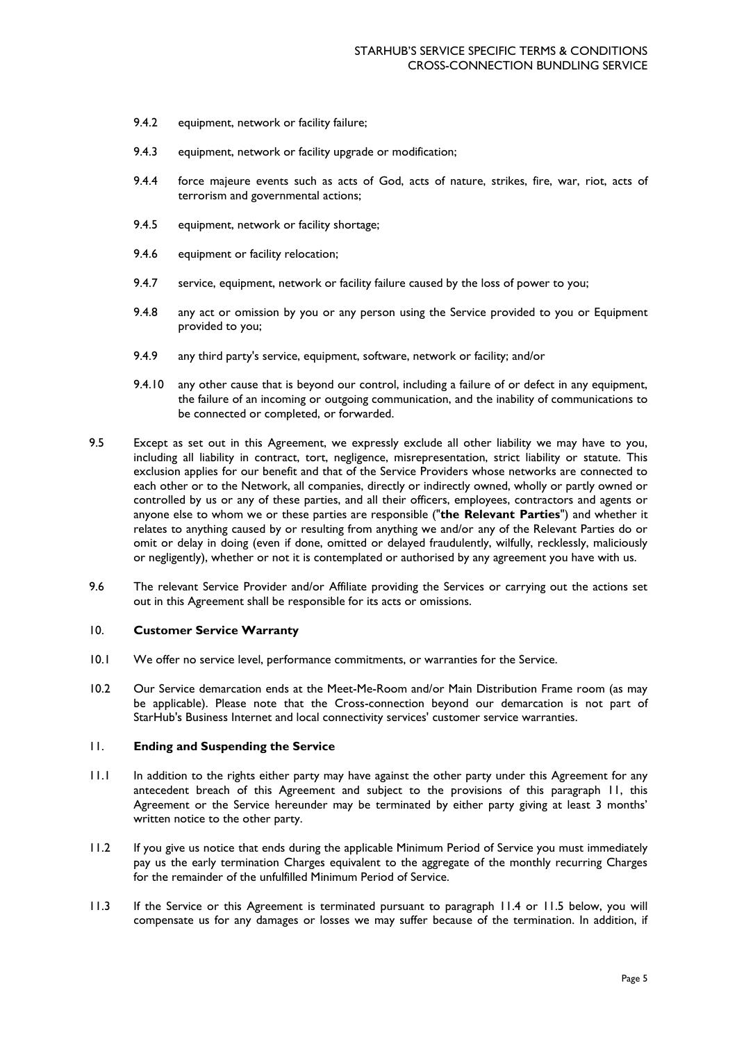9.4.2 equipment, network or facility failure;

9.4.3 equipment, network or facility upgrade or modification;

9.4.4 force majeure events such as acts of God, acts of nature, strikes, fire, war, riot, acts of terrorism and governmental actions;

9.4.5 equipment, network or facility shortage;

9.4.6 equipment or facility relocation;

9.4.7 service, equipment, network or facility failure caused by the loss of power to you;

9.4.8 any act or omission by you or any person using the Service provided to you or Equipment provided to you;

9.4.9 any third party's service, equipment, software, network or facility; and/or

9.4.10 any other cause that is beyond our control, including a failure of or defect in any equipment, the failure of an incoming or outgoing communication, and the inability of communications to be connected or completed, or forwarded.

9.5 Except as set out in this Agreement, we expressly exclude all other liability we may have to you, including all liability in contract, tort, negligence, misrepresentation, strict liability or statute. This exclusion applies for our benefit and that of the Service Providers whose networks are connected to each other or to the Network, all companies, directly or indirectly owned, wholly or partly owned or controlled by us or any of these parties, and all their officers, employees, contractors and agents or anyone else to whom we or these parties are responsible ("**the Relevant Parties**") and whether it relates to anything caused by or resulting from anything we and/or any of the Relevant Parties do or omit or delay in doing (even if done, omitted or delayed fraudulently, wilfully, recklessly, maliciously or negligently), whether or not it is contemplated or authorised by any agreement you have with us.

9.6 The relevant Service Provider and/or Affiliate providing the Services or carrying out the actions set out in this Agreement shall be responsible for its acts or omissions.

## 10. Customer Service Warranty

10.1 We offer no service level, performance commitments, or warranties for the Service.

10.2 Our Service demarcation ends at the Meet-Me-Room and/or Main Distribution Frame room (as may be applicable). Please note that the Cross-connection beyond our demarcation is not part of StarHub's Business Internet and local connectivity services' customer service warranties.

## 11. Ending and Suspending the Service

11.1 In addition to the rights either party may have against the other party under this Agreement for any antecedent breach of this Agreement and subject to the provisions of this paragraph 11, this Agreement or the Service hereunder may be terminated by either party giving at least 3 months' written notice to the other party.

11.2 If you give us notice that ends during the applicable Minimum Period of Service you must immediately pay us the early termination Charges equivalent to the aggregate of the monthly recurring Charges for the remainder of the unfulfilled Minimum Period of Service.

11.3 If the Service or this Agreement is terminated pursuant to paragraph 11.4 or 11.5 below, you will compensate us for any damages or losses we may suffer because of the termination. In addition, if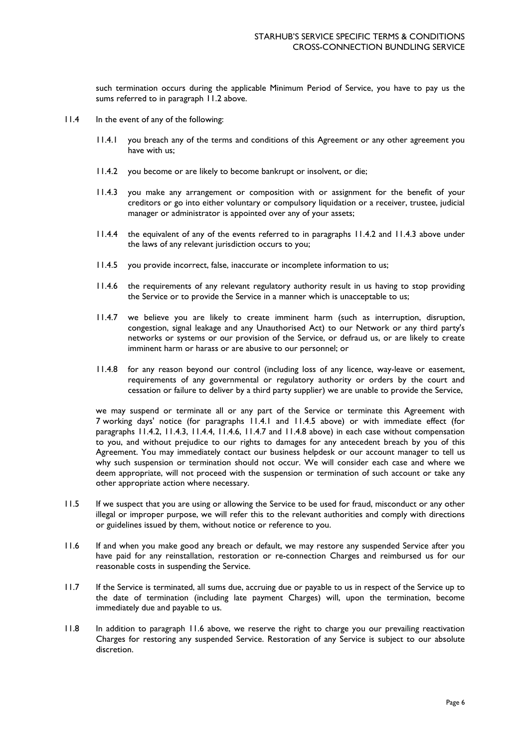such termination occurs during the applicable Minimum Period of Service, you have to pay us the sums referred to in paragraph 11.2 above.

11.4 In the event of any of the following:

11.4.1 you breach any of the terms and conditions of this Agreement or any other agreement you have with us;

11.4.2 you become or are likely to become bankrupt or insolvent, or die;

11.4.3 you make any arrangement or composition with or assignment for the benefit of your creditors or go into either voluntary or compulsory liquidation or a receiver, trustee, judicial manager or administrator is appointed over any of your assets;

11.4.4 the equivalent of any of the events referred to in paragraphs 11.4.2 and 11.4.3 above under the laws of any relevant jurisdiction occurs to you;

11.4.5 you provide incorrect, false, inaccurate or incomplete information to us;

11.4.6 the requirements of any relevant regulatory authority result in us having to stop providing the Service or to provide the Service in a manner which is unacceptable to us;

11.4.7 we believe you are likely to create imminent harm (such as interruption, disruption, congestion, signal leakage and any Unauthorised Act) to our Network or any third party's networks or systems or our provision of the Service, or defraud us, or are likely to create imminent harm or harass or are abusive to our personnel; or

11.4.8 for any reason beyond our control (including loss of any licence, way-leave or easement, requirements of any governmental or regulatory authority or orders by the court and cessation or failure to deliver by a third party supplier) we are unable to provide the Service,

we may suspend or terminate all or any part of the Service or terminate this Agreement with 7 working days' notice (for paragraphs 11.4.1 and 11.4.5 above) or with immediate effect (for paragraphs 11.4.2, 11.4.3, 11.4.4, 11.4.6, 11.4.7 and 11.4.8 above) in each case without compensation to you, and without prejudice to our rights to damages for any antecedent breach by you of this Agreement. You may immediately contact our business helpdesk or our account manager to tell us why such suspension or termination should not occur. We will consider each case and where we deem appropriate, will not proceed with the suspension or termination of such account or take any other appropriate action where necessary.

11.5 If we suspect that you are using or allowing the Service to be used for fraud, misconduct or any other illegal or improper purpose, we will refer this to the relevant authorities and comply with directions or guidelines issued by them, without notice or reference to you.

11.6 If and when you make good any breach or default, we may restore any suspended Service after you have paid for any reinstallation, restoration or re-connection Charges and reimbursed us for our reasonable costs in suspending the Service.

11.7 If the Service is terminated, all sums due, accruing due or payable to us in respect of the Service up to the date of termination (including late payment Charges) will, upon the termination, become immediately due and payable to us.

11.8 In addition to paragraph 11.6 above, we reserve the right to charge you our prevailing reactivation Charges for restoring any suspended Service. Restoration of any Service is subject to our absolute discretion.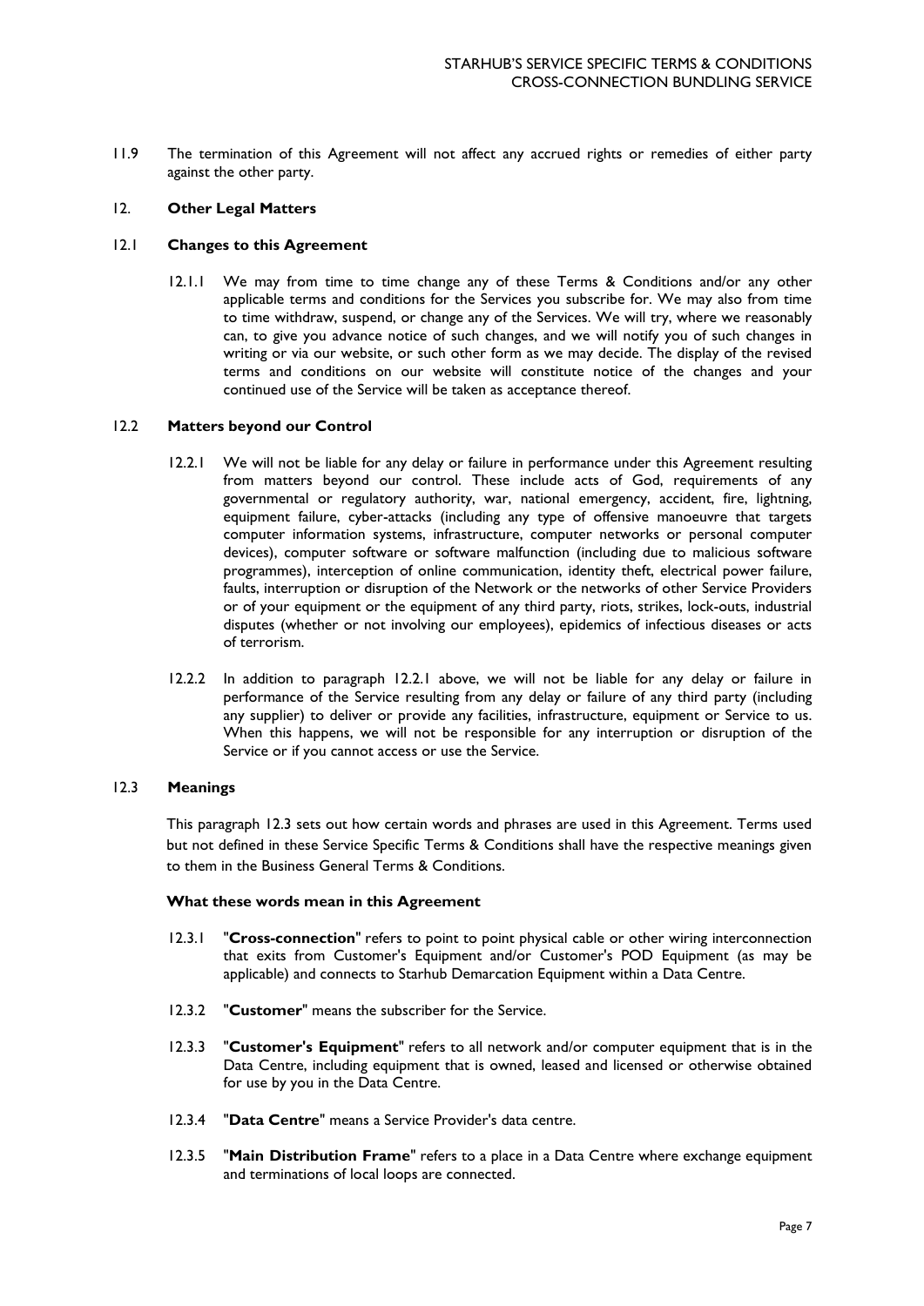11.9 The termination of this Agreement will not affect any accrued rights or remedies of either party against the other party.

## 12. **Other Legal Matters**

### 12.1 **Changes to this Agreement**

12.1.1 We may from time to time change any of these Terms & Conditions and/or any other applicable terms and conditions for the Services you subscribe for. We may also from time to time withdraw, suspend, or change any of the Services. We will try, where we reasonably can, to give you advance notice of such changes, and we will notify you of such changes in writing or via our website, or such other form as we may decide. The display of the revised terms and conditions on our website will constitute notice of the changes and your continued use of the Service will be taken as acceptance thereof.

### 12.2 **Matters beyond our Control**

12.2.1 We will not be liable for any delay or failure in performance under this Agreement resulting from matters beyond our control. These include acts of God, requirements of any governmental or regulatory authority, war, national emergency, accident, fire, lightning, equipment failure, cyber-attacks (including any type of offensive manoeuvre that targets computer information systems, infrastructure, computer networks or personal computer devices), computer software or software malfunction (including due to malicious software programmes), interception of online communication, identity theft, electrical power failure, faults, interruption or disruption of the Network or the networks of other Service Providers or of your equipment or the equipment of any third party, riots, strikes, lock-outs, industrial disputes (whether or not involving our employees), epidemics of infectious diseases or acts of terrorism.

12.2.2 In addition to paragraph 12.2.1 above, we will not be liable for any delay or failure in performance of the Service resulting from any delay or failure of any third party (including any supplier) to deliver or provide any facilities, infrastructure, equipment or Service to us. When this happens, we will not be responsible for any interruption or disruption of the Service or if you cannot access or use the Service.

### 12.3 **Meanings**

This paragraph 12.3 sets out how certain words and phrases are used in this Agreement. Terms used but not defined in these Service Specific Terms & Conditions shall have the respective meanings given to them in the Business General Terms & Conditions.

**What these words mean in this Agreement**

12.3.1 "**Cross-connection**" refers to point to point physical cable or other wiring interconnection that exits from Customer's Equipment and/or Customer's POD Equipment (as may be applicable) and connects to Starhub Demarcation Equipment within a Data Centre.

12.3.2 "**Customer**" means the subscriber for the Service.

12.3.3 "**Customer's Equipment**" refers to all network and/or computer equipment that is in the Data Centre, including equipment that is owned, leased and licensed or otherwise obtained for use by you in the Data Centre.

12.3.4 "**Data Centre**" means a Service Provider's data centre.

12.3.5 "**Main Distribution Frame**" refers to a place in a Data Centre where exchange equipment and terminations of local loops are connected.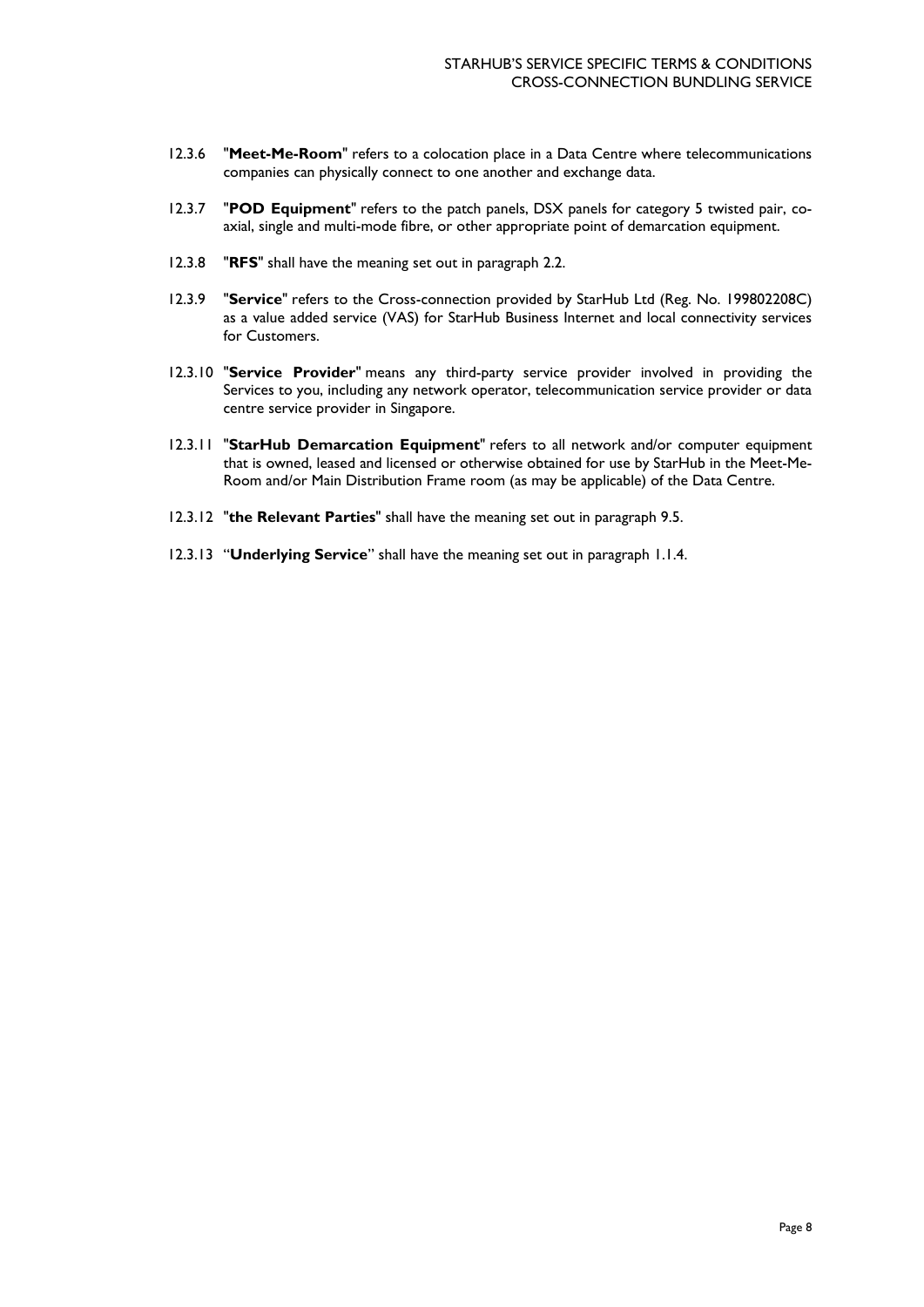12.3.6 "**Meet-Me-Room**" refers to a colocation place in a Data Centre where telecommunications companies can physically connect to one another and exchange data.

12.3.7 "**POD Equipment**" refers to the patch panels, DSX panels for category 5 twisted pair, co-axial, single and multi-mode fibre, or other appropriate point of demarcation equipment.

12.3.8 "**RFS**" shall have the meaning set out in paragraph 2.2.

12.3.9 "**Service**" refers to the Cross-connection provided by StarHub Ltd (Reg. No. 199802208C) as a value added service (VAS) for StarHub Business Internet and local connectivity services for Customers.

12.3.10 "**Service Provider**" means any third-party service provider involved in providing the Services to you, including any network operator, telecommunication service provider or data centre service provider in Singapore.

12.3.11 "**StarHub Demarcation Equipment**" refers to all network and/or computer equipment that is owned, leased and licensed or otherwise obtained for use by StarHub in the Meet-Me-Room and/or Main Distribution Frame room (as may be applicable) of the Data Centre.

12.3.12 "**the Relevant Parties**" shall have the meaning set out in paragraph 9.5.

12.3.13 "**Underlying Service**" shall have the meaning set out in paragraph 1.1.4.